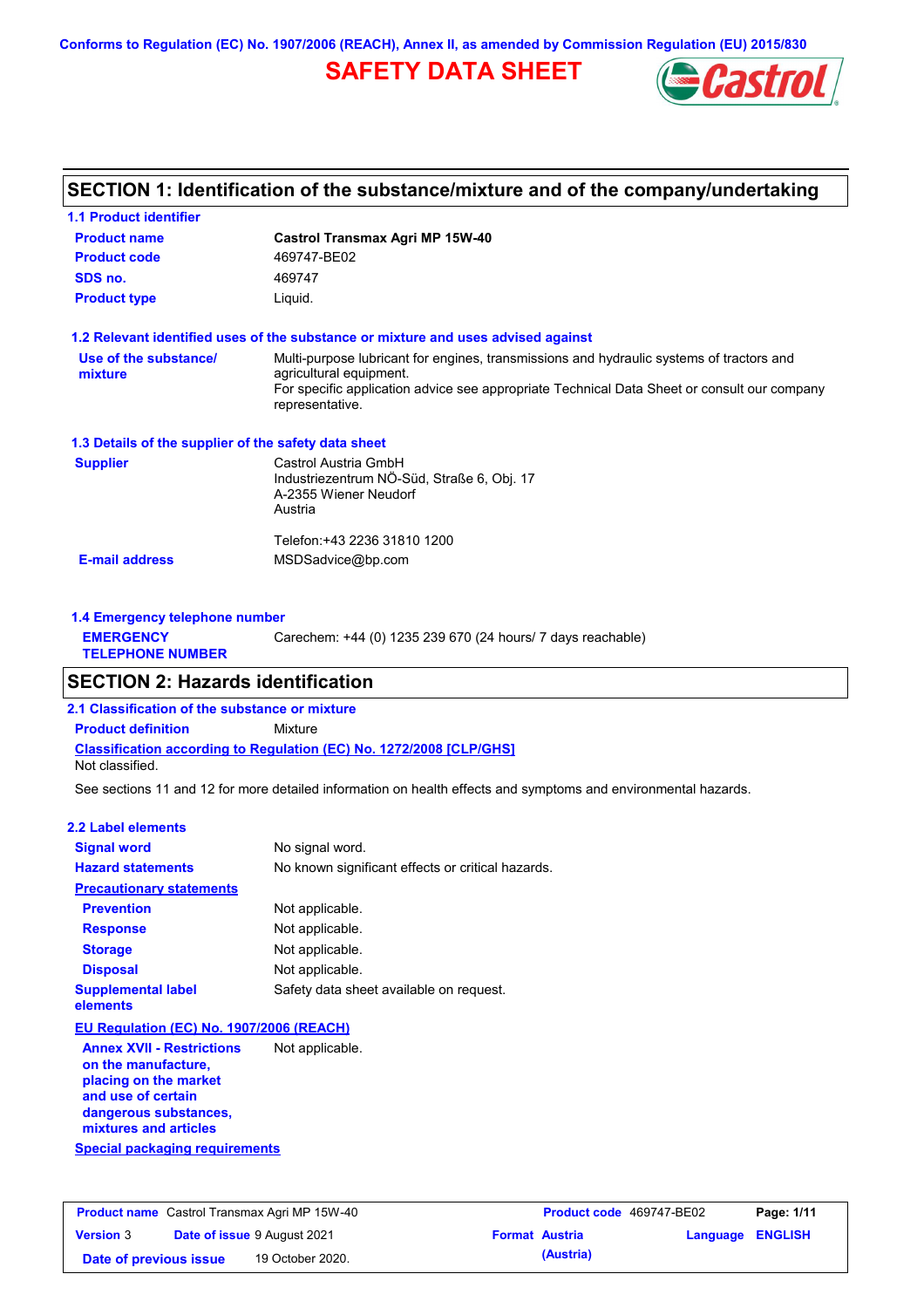Conforms to Regulation (EC) No. 1907/2006 (REACH), Annex II, as amended by Commission Regulation (EU) 2015/830

# SAFETY DATA SHEET

## SECTION 1: Identification of the substance/mixture and of the company/undertaking

### 1.1 Product identifier

| | |
|---|---|
| **Product name** | **Castrol Transmax Agri MP 15W-40** |
| **Product code** | 469747-BE02 |
| **SDS no.** | 469747 |
| **Product type** | Liquid. |

### 1.2 Relevant identified uses of the substance or mixture and uses advised against

**Use of the substance/ mixture**

Multi-purpose lubricant for engines, transmissions and hydraulic systems of tractors and agricultural equipment.
For specific application advice see appropriate Technical Data Sheet or consult our company representative.

### 1.3 Details of the supplier of the safety data sheet

**Supplier**

Castrol Austria GmbH
Industriezentrum NÖ-Süd, Straße 6, Obj. 17
A-2355 Wiener Neudorf
Austria

Telefon:+43 2236 31810 1200

**E-mail address** MSDSadvice@bp.com

### 1.4 Emergency telephone number

**EMERGENCY TELEPHONE NUMBER** Carechem: +44 (0) 1235 239 670 (24 hours/ 7 days reachable)

## SECTION 2: Hazards identification

### 2.1 Classification of the substance or mixture

**Product definition** Mixture

**Classification according to Regulation (EC) No. 1272/2008 [CLP/GHS]**

Not classified.

See sections 11 and 12 for more detailed information on health effects and symptoms and environmental hazards.

### 2.2 Label elements

| | |
|---|---|
| **Signal word** | No signal word. |
| **Hazard statements** | No known significant effects or critical hazards. |

**Precautionary statements**

| | |
|---|---|
| **Prevention** | Not applicable. |
| **Response** | Not applicable. |
| **Storage** | Not applicable. |
| **Disposal** | Not applicable. |
| **Supplemental label elements** | Safety data sheet available on request. |

**EU Regulation (EC) No. 1907/2006 (REACH)**

**Annex XVII - Restrictions on the manufacture, placing on the market and use of certain dangerous substances, mixtures and articles** Not applicable.

**Special packaging requirements**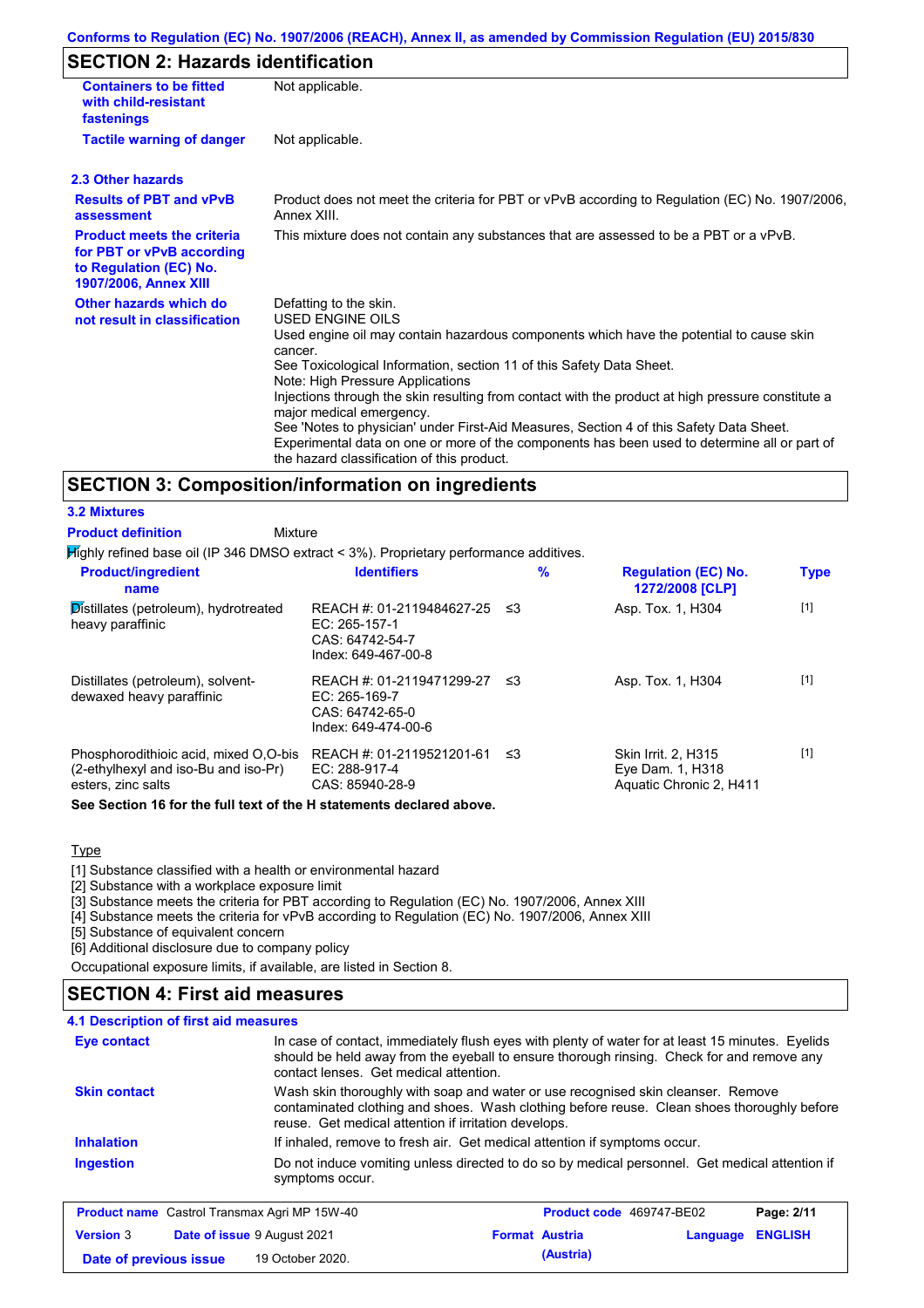## SECTION 2: Hazards identification

| | |
|---|---|
| **Containers to be fitted with child-resistant fastenings** | Not applicable. |
| **Tactile warning of danger** | Not applicable. |

### 2.3 Other hazards

| | |
|---|---|
| **Results of PBT and vPvB assessment** | Product does not meet the criteria for PBT or vPvB according to Regulation (EC) No. 1907/2006, Annex XIII. |
| **Product meets the criteria for PBT or vPvB according to Regulation (EC) No. 1907/2006, Annex XIII** | This mixture does not contain any substances that are assessed to be a PBT or a vPvB. |
| **Other hazards which do not result in classification** | Defatting to the skin.<br>USED ENGINE OILS<br>Used engine oil may contain hazardous components which have the potential to cause skin cancer.<br>See Toxicological Information, section 11 of this Safety Data Sheet.<br>Note: High Pressure Applications<br>Injections through the skin resulting from contact with the product at high pressure constitute a major medical emergency.<br>See 'Notes to physician' under First-Aid Measures, Section 4 of this Safety Data Sheet.<br>Experimental data on one or more of the components has been used to determine all or part of the hazard classification of this product. |

## SECTION 3: Composition/information on ingredients

### 3.2 Mixtures

**Product definition** Mixture

Highly refined base oil (IP 346 DMSO extract < 3%). Proprietary performance additives.

| Product/ingredient name | Identifiers | % | Regulation (EC) No. 1272/2008 [CLP] | Type |
|---|---|---|---|---|
| Distillates (petroleum), hydrotreated heavy paraffinic | REACH #: 01-2119484627-25<br>EC: 265-157-1<br>CAS: 64742-54-7<br>Index: 649-467-00-8 | ≤3 | Asp. Tox. 1, H304 | [1] |
| Distillates (petroleum), solvent-dewaxed heavy paraffinic | REACH #: 01-2119471299-27<br>EC: 265-169-7<br>CAS: 64742-65-0<br>Index: 649-474-00-6 | ≤3 | Asp. Tox. 1, H304 | [1] |
| Phosphorodithioic acid, mixed O,O-bis (2-ethylhexyl and iso-Bu and iso-Pr) esters, zinc salts | REACH #: 01-2119521201-61<br>EC: 288-917-4<br>CAS: 85940-28-9 | ≤3 | Skin Irrit. 2, H315<br>Eye Dam. 1, H318<br>Aquatic Chronic 2, H411 | [1] |

**See Section 16 for the full text of the H statements declared above.**

Type

[1] Substance classified with a health or environmental hazard
[2] Substance with a workplace exposure limit
[3] Substance meets the criteria for PBT according to Regulation (EC) No. 1907/2006, Annex XIII
[4] Substance meets the criteria for vPvB according to Regulation (EC) No. 1907/2006, Annex XIII
[5] Substance of equivalent concern
[6] Additional disclosure due to company policy

Occupational exposure limits, if available, are listed in Section 8.

## SECTION 4: First aid measures

### 4.1 Description of first aid measures

| | |
|---|---|
| **Eye contact** | In case of contact, immediately flush eyes with plenty of water for at least 15 minutes. Eyelids should be held away from the eyeball to ensure thorough rinsing. Check for and remove any contact lenses. Get medical attention. |
| **Skin contact** | Wash skin thoroughly with soap and water or use recognised skin cleanser. Remove contaminated clothing and shoes. Wash clothing before reuse. Clean shoes thoroughly before reuse. Get medical attention if irritation develops. |
| **Inhalation** | If inhaled, remove to fresh air. Get medical attention if symptoms occur. |
| **Ingestion** | Do not induce vomiting unless directed to do so by medical personnel. Get medical attention if symptoms occur. |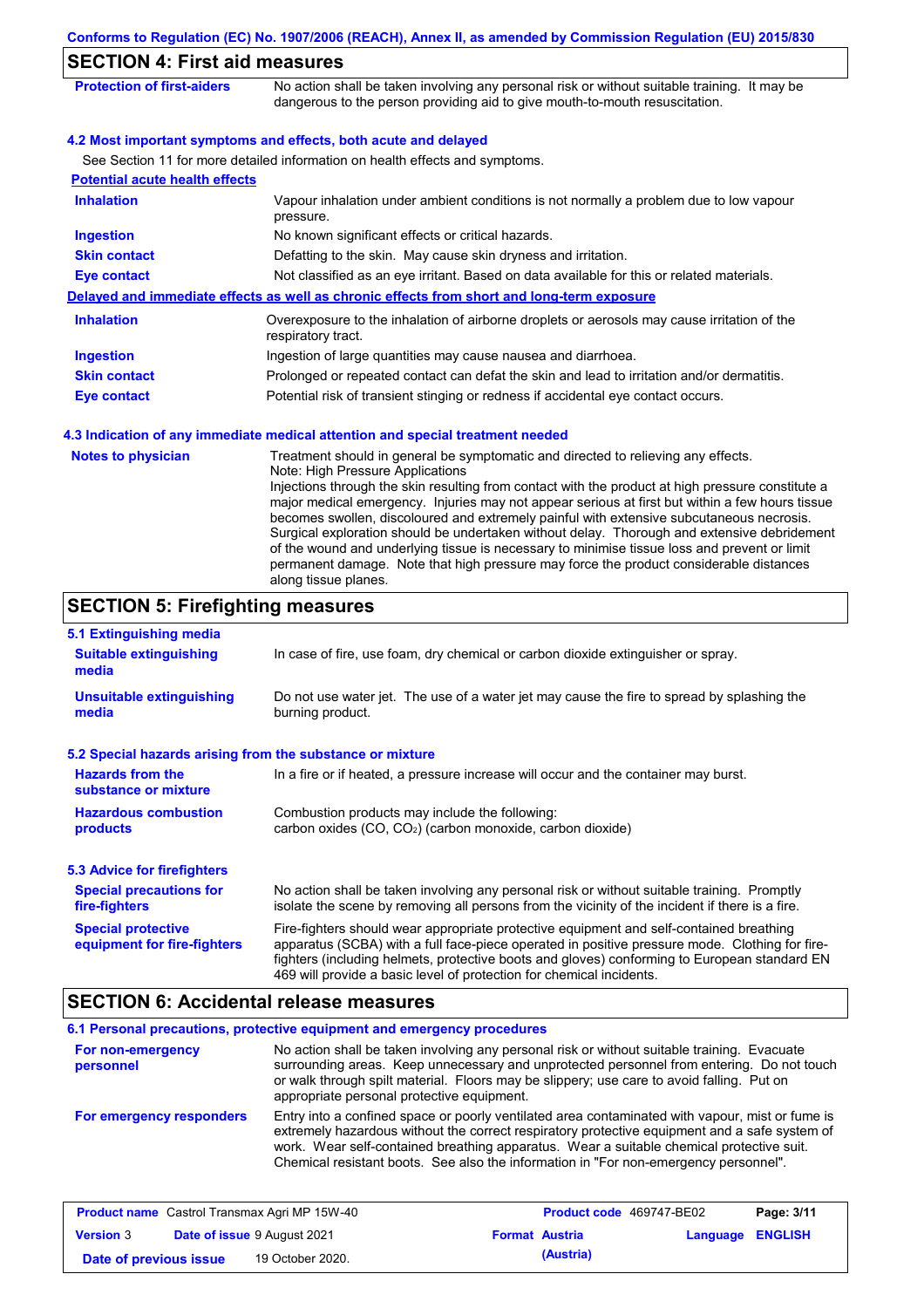## SECTION 4: First aid measures

| | |
|---|---|
| **Protection of first-aiders** | No action shall be taken involving any personal risk or without suitable training. It may be dangerous to the person providing aid to give mouth-to-mouth resuscitation. |

### 4.2 Most important symptoms and effects, both acute and delayed

See Section 11 for more detailed information on health effects and symptoms.

**Potential acute health effects**

| | |
|---|---|
| **Inhalation** | Vapour inhalation under ambient conditions is not normally a problem due to low vapour pressure. |
| **Ingestion** | No known significant effects or critical hazards. |
| **Skin contact** | Defatting to the skin. May cause skin dryness and irritation. |
| **Eye contact** | Not classified as an eye irritant. Based on data available for this or related materials. |

**Delayed and immediate effects as well as chronic effects from short and long-term exposure**

| | |
|---|---|
| **Inhalation** | Overexposure to the inhalation of airborne droplets or aerosols may cause irritation of the respiratory tract. |
| **Ingestion** | Ingestion of large quantities may cause nausea and diarrhoea. |
| **Skin contact** | Prolonged or repeated contact can defat the skin and lead to irritation and/or dermatitis. |
| **Eye contact** | Potential risk of transient stinging or redness if accidental eye contact occurs. |

### 4.3 Indication of any immediate medical attention and special treatment needed

| | |
|---|---|
| **Notes to physician** | Treatment should in general be symptomatic and directed to relieving any effects. Note: High Pressure Applications Injections through the skin resulting from contact with the product at high pressure constitute a major medical emergency. Injuries may not appear serious at first but within a few hours tissue becomes swollen, discoloured and extremely painful with extensive subcutaneous necrosis. Surgical exploration should be undertaken without delay. Thorough and extensive debridement of the wound and underlying tissue is necessary to minimise tissue loss and prevent or limit permanent damage. Note that high pressure may force the product considerable distances along tissue planes. |

## SECTION 5: Firefighting measures

### 5.1 Extinguishing media

| | |
|---|---|
| **Suitable extinguishing media** | In case of fire, use foam, dry chemical or carbon dioxide extinguisher or spray. |
| **Unsuitable extinguishing media** | Do not use water jet. The use of a water jet may cause the fire to spread by splashing the burning product. |

### 5.2 Special hazards arising from the substance or mixture

| | |
|---|---|
| **Hazards from the substance or mixture** | In a fire or if heated, a pressure increase will occur and the container may burst. |
| **Hazardous combustion products** | Combustion products may include the following: carbon oxides (CO, $CO_2$) (carbon monoxide, carbon dioxide) |

### 5.3 Advice for firefighters

| | |
|---|---|
| **Special precautions for fire-fighters** | No action shall be taken involving any personal risk or without suitable training. Promptly isolate the scene by removing all persons from the vicinity of the incident if there is a fire. |
| **Special protective equipment for fire-fighters** | Fire-fighters should wear appropriate protective equipment and self-contained breathing apparatus (SCBA) with a full face-piece operated in positive pressure mode. Clothing for fire-fighters (including helmets, protective boots and gloves) conforming to European standard EN 469 will provide a basic level of protection for chemical incidents. |

## SECTION 6: Accidental release measures

### 6.1 Personal precautions, protective equipment and emergency procedures

| | |
|---|---|
| **For non-emergency personnel** | No action shall be taken involving any personal risk or without suitable training. Evacuate surrounding areas. Keep unnecessary and unprotected personnel from entering. Do not touch or walk through spilt material. Floors may be slippery; use care to avoid falling. Put on appropriate personal protective equipment. |
| **For emergency responders** | Entry into a confined space or poorly ventilated area contaminated with vapour, mist or fume is extremely hazardous without the correct respiratory protective equipment and a safe system of work. Wear self-contained breathing apparatus. Wear a suitable chemical protective suit. Chemical resistant boots. See also the information in "For non-emergency personnel". |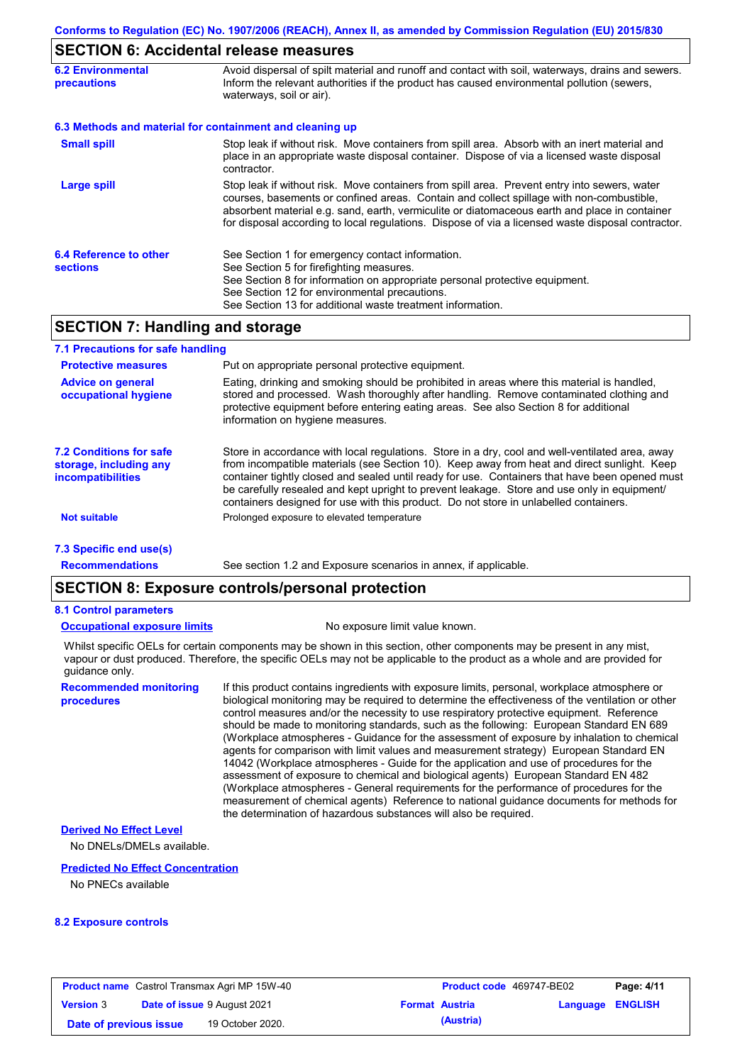## SECTION 6: Accidental release measures

**6.2 Environmental precautions**

Avoid dispersal of spilt material and runoff and contact with soil, waterways, drains and sewers. Inform the relevant authorities if the product has caused environmental pollution (sewers, waterways, soil or air).

**6.3 Methods and material for containment and cleaning up**

**Small spill**

Stop leak if without risk. Move containers from spill area. Absorb with an inert material and place in an appropriate waste disposal container. Dispose of via a licensed waste disposal contractor.

**Large spill**

Stop leak if without risk. Move containers from spill area. Prevent entry into sewers, water courses, basements or confined areas. Contain and collect spillage with non-combustible, absorbent material e.g. sand, earth, vermiculite or diatomaceous earth and place in container for disposal according to local regulations. Dispose of via a licensed waste disposal contractor.

**6.4 Reference to other sections**

See Section 1 for emergency contact information.
See Section 5 for firefighting measures.
See Section 8 for information on appropriate personal protective equipment.
See Section 12 for environmental precautions.
See Section 13 for additional waste treatment information.

## SECTION 7: Handling and storage

**7.1 Precautions for safe handling**

**Protective measures**

Put on appropriate personal protective equipment.

**Advice on general occupational hygiene**

Eating, drinking and smoking should be prohibited in areas where this material is handled, stored and processed. Wash thoroughly after handling. Remove contaminated clothing and protective equipment before entering eating areas. See also Section 8 for additional information on hygiene measures.

**7.2 Conditions for safe storage, including any incompatibilities**

Store in accordance with local regulations. Store in a dry, cool and well-ventilated area, away from incompatible materials (see Section 10). Keep away from heat and direct sunlight. Keep container tightly closed and sealed until ready for use. Containers that have been opened must be carefully resealed and kept upright to prevent leakage. Store and use only in equipment/ containers designed for use with this product. Do not store in unlabelled containers.

**Not suitable**

Prolonged exposure to elevated temperature

**7.3 Specific end use(s)**

**Recommendations**

See section 1.2 and Exposure scenarios in annex, if applicable.

## SECTION 8: Exposure controls/personal protection

**8.1 Control parameters**

**Occupational exposure limits**

No exposure limit value known.

Whilst specific OELs for certain components may be shown in this section, other components may be present in any mist, vapour or dust produced. Therefore, the specific OELs may not be applicable to the product as a whole and are provided for guidance only.

**Recommended monitoring procedures**

If this product contains ingredients with exposure limits, personal, workplace atmosphere or biological monitoring may be required to determine the effectiveness of the ventilation or other control measures and/or the necessity to use respiratory protective equipment. Reference should be made to monitoring standards, such as the following: European Standard EN 689 (Workplace atmospheres - Guidance for the assessment of exposure by inhalation to chemical agents for comparison with limit values and measurement strategy) European Standard EN 14042 (Workplace atmospheres - Guide for the application and use of procedures for the assessment of exposure to chemical and biological agents) European Standard EN 482 (Workplace atmospheres - General requirements for the performance of procedures for the measurement of chemical agents) Reference to national guidance documents for methods for the determination of hazardous substances will also be required.

**Derived No Effect Level**

No DNELs/DMELs available.

**Predicted No Effect Concentration**

No PNECs available

**8.2 Exposure controls**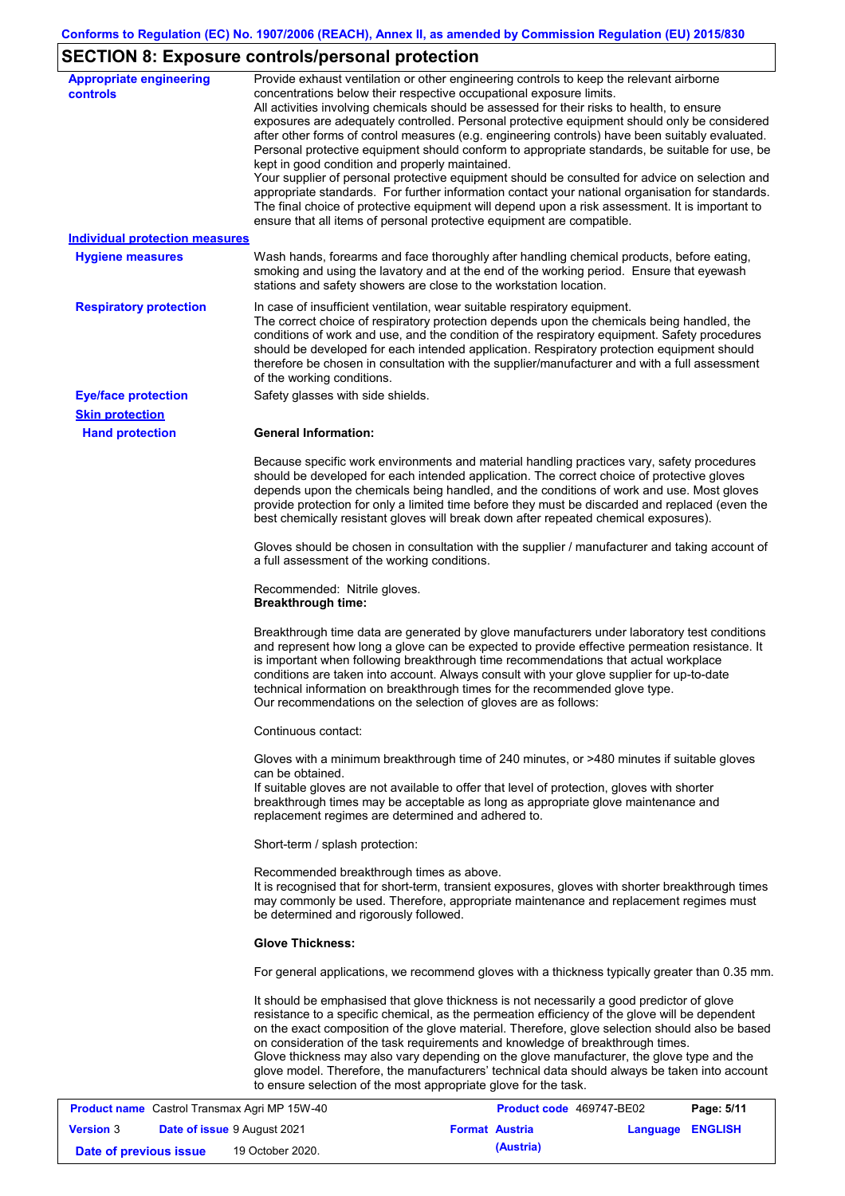## SECTION 8: Exposure controls/personal protection

**Appropriate engineering controls**

Provide exhaust ventilation or other engineering controls to keep the relevant airborne concentrations below their respective occupational exposure limits.
All activities involving chemicals should be assessed for their risks to health, to ensure exposures are adequately controlled. Personal protective equipment should only be considered after other forms of control measures (e.g. engineering controls) have been suitably evaluated. Personal protective equipment should conform to appropriate standards, be suitable for use, be kept in good condition and properly maintained.
Your supplier of personal protective equipment should be consulted for advice on selection and appropriate standards. For further information contact your national organisation for standards. The final choice of protective equipment will depend upon a risk assessment. It is important to ensure that all items of personal protective equipment are compatible.

### Individual protection measures

**Hygiene measures**

Wash hands, forearms and face thoroughly after handling chemical products, before eating, smoking and using the lavatory and at the end of the working period. Ensure that eyewash stations and safety showers are close to the workstation location.

**Respiratory protection**

In case of insufficient ventilation, wear suitable respiratory equipment.
The correct choice of respiratory protection depends upon the chemicals being handled, the conditions of work and use, and the condition of the respiratory equipment. Safety procedures should be developed for each intended application. Respiratory protection equipment should therefore be chosen in consultation with the supplier/manufacturer and with a full assessment of the working conditions.

**Eye/face protection**

Safety glasses with side shields.

**Skin protection**

**Hand protection**

**General Information:**

Because specific work environments and material handling practices vary, safety procedures should be developed for each intended application. The correct choice of protective gloves depends upon the chemicals being handled, and the conditions of work and use. Most gloves provide protection for only a limited time before they must be discarded and replaced (even the best chemically resistant gloves will break down after repeated chemical exposures).

Gloves should be chosen in consultation with the supplier / manufacturer and taking account of a full assessment of the working conditions.

Recommended: Nitrile gloves.
**Breakthrough time:**

Breakthrough time data are generated by glove manufacturers under laboratory test conditions and represent how long a glove can be expected to provide effective permeation resistance. It is important when following breakthrough time recommendations that actual workplace conditions are taken into account. Always consult with your glove supplier for up-to-date technical information on breakthrough times for the recommended glove type.
Our recommendations on the selection of gloves are as follows:

Continuous contact:

Gloves with a minimum breakthrough time of 240 minutes, or >480 minutes if suitable gloves can be obtained.
If suitable gloves are not available to offer that level of protection, gloves with shorter breakthrough times may be acceptable as long as appropriate glove maintenance and replacement regimes are determined and adhered to.

Short-term / splash protection:

Recommended breakthrough times as above.
It is recognised that for short-term, transient exposures, gloves with shorter breakthrough times may commonly be used. Therefore, appropriate maintenance and replacement regimes must be determined and rigorously followed.

**Glove Thickness:**

For general applications, we recommend gloves with a thickness typically greater than 0.35 mm.

It should be emphasised that glove thickness is not necessarily a good predictor of glove resistance to a specific chemical, as the permeation efficiency of the glove will be dependent on the exact composition of the glove material. Therefore, glove selection should also be based on consideration of the task requirements and knowledge of breakthrough times.
Glove thickness may also vary depending on the glove manufacturer, the glove type and the glove model. Therefore, the manufacturers' technical data should always be taken into account to ensure selection of the most appropriate glove for the task.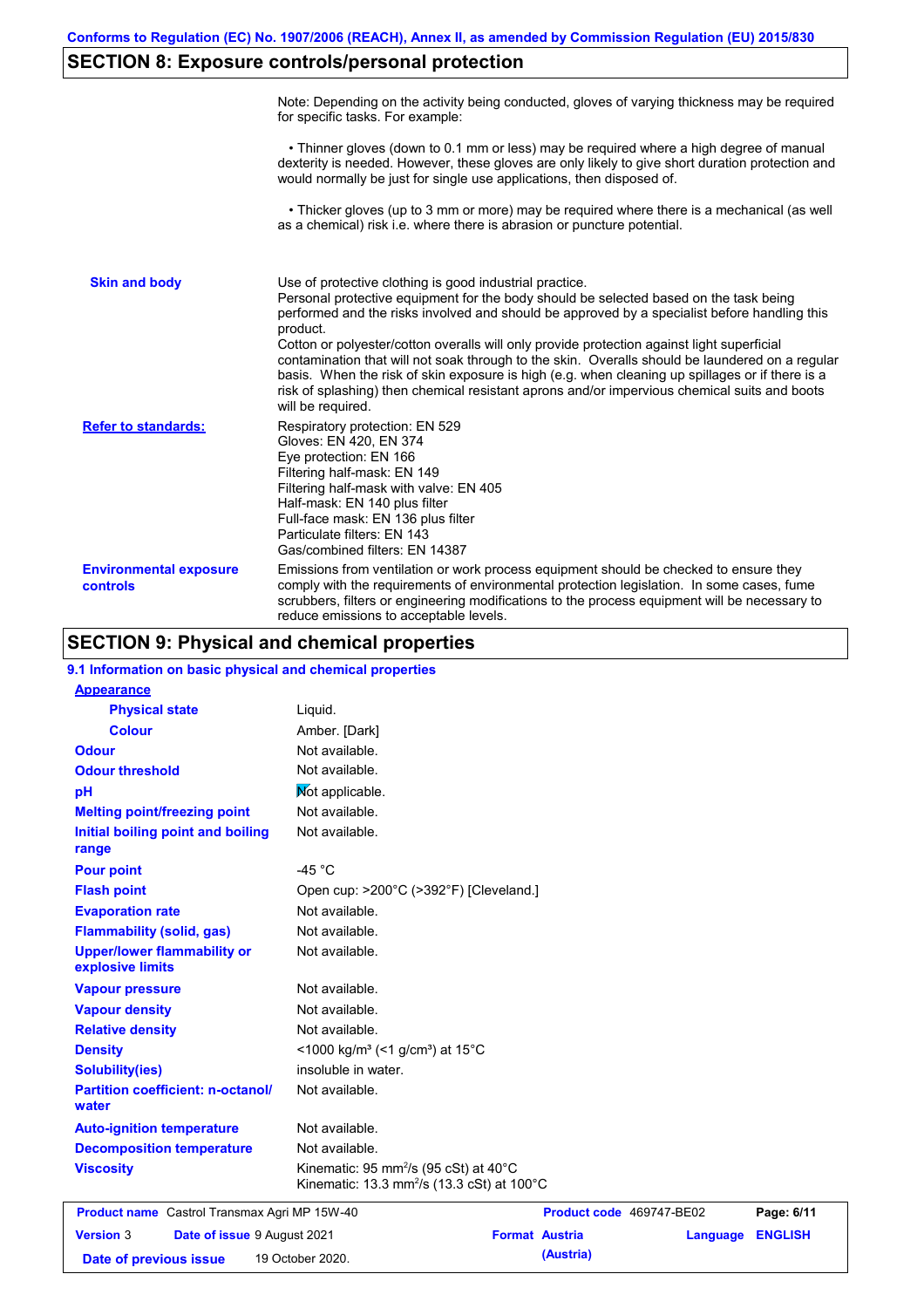## SECTION 8: Exposure controls/personal protection

Note: Depending on the activity being conducted, gloves of varying thickness may be required for specific tasks. For example:

- Thinner gloves (down to 0.1 mm or less) may be required where a high degree of manual dexterity is needed. However, these gloves are only likely to give short duration protection and would normally be just for single use applications, then disposed of.

- Thicker gloves (up to 3 mm or more) may be required where there is a mechanical (as well as a chemical) risk i.e. where there is abrasion or puncture potential.

**Skin and body**

Use of protective clothing is good industrial practice.
Personal protective equipment for the body should be selected based on the task being performed and the risks involved and should be approved by a specialist before handling this product.
Cotton or polyester/cotton overalls will only provide protection against light superficial contamination that will not soak through to the skin. Overalls should be laundered on a regular basis. When the risk of skin exposure is high (e.g. when cleaning up spillages or if there is a risk of splashing) then chemical resistant aprons and/or impervious chemical suits and boots will be required.

**Refer to standards:**

Respiratory protection: EN 529
Gloves: EN 420, EN 374
Eye protection: EN 166
Filtering half-mask: EN 149
Filtering half-mask with valve: EN 405
Half-mask: EN 140 plus filter
Full-face mask: EN 136 plus filter
Particulate filters: EN 143
Gas/combined filters: EN 14387

**Environmental exposure controls**

Emissions from ventilation or work process equipment should be checked to ensure they comply with the requirements of environmental protection legislation. In some cases, fume scrubbers, filters or engineering modifications to the process equipment will be necessary to reduce emissions to acceptable levels.

## SECTION 9: Physical and chemical properties

### 9.1 Information on basic physical and chemical properties

| Property | Value |
|---|---|
| **Appearance** | |
| Physical state | Liquid. |
| Colour | Amber. [Dark] |
| Odour | Not available. |
| Odour threshold | Not available. |
| pH | Not applicable. |
| Melting point/freezing point | Not available. |
| Initial boiling point and boiling range | Not available. |
| Pour point | -45 °C |
| Flash point | Open cup: >200°C (>392°F) [Cleveland.] |
| Evaporation rate | Not available. |
| Flammability (solid, gas) | Not available. |
| Upper/lower flammability or explosive limits | Not available. |
| Vapour pressure | Not available. |
| Vapour density | Not available. |
| Relative density | Not available. |
| Density | <1000 kg/m³ (<1 g/cm³) at 15°C |
| Solubility(ies) | insoluble in water. |
| Partition coefficient: n-octanol/water | Not available. |
| Auto-ignition temperature | Not available. |
| Decomposition temperature | Not available. |
| Viscosity | Kinematic: 95 mm²/s (95 cSt) at 40°C<br>Kinematic: 13.3 mm²/s (13.3 cSt) at 100°C |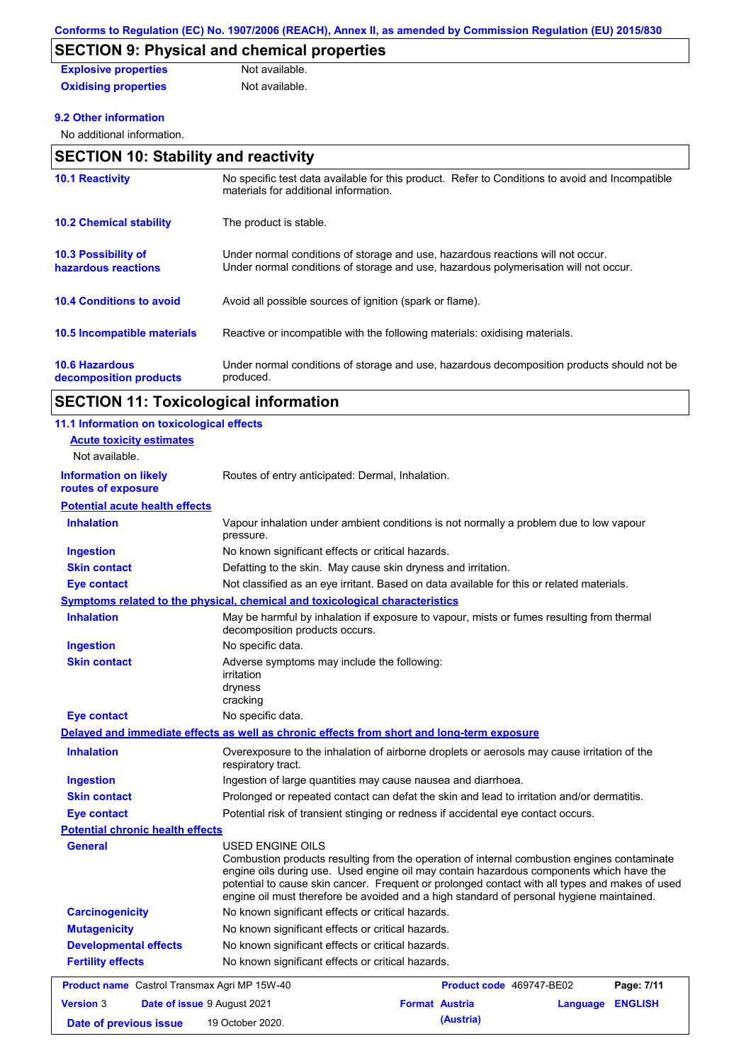## SECTION 9: Physical and chemical properties

| | |
|---|---|
| **Explosive properties** | Not available. |
| **Oxidising properties** | Not available. |

**9.2 Other information**

No additional information.

## SECTION 10: Stability and reactivity

| | |
|---|---|
| **10.1 Reactivity** | No specific test data available for this product. Refer to Conditions to avoid and Incompatible materials for additional information. |
| **10.2 Chemical stability** | The product is stable. |
| **10.3 Possibility of hazardous reactions** | Under normal conditions of storage and use, hazardous reactions will not occur. Under normal conditions of storage and use, hazardous polymerisation will not occur. |
| **10.4 Conditions to avoid** | Avoid all possible sources of ignition (spark or flame). |
| **10.5 Incompatible materials** | Reactive or incompatible with the following materials: oxidising materials. |
| **10.6 Hazardous decomposition products** | Under normal conditions of storage and use, hazardous decomposition products should not be produced. |

## SECTION 11: Toxicological information

**11.1 Information on toxicological effects**

**Acute toxicity estimates**

Not available.

| | |
|---|---|
| **Information on likely routes of exposure** | Routes of entry anticipated: Dermal, Inhalation. |

**Potential acute health effects**

| | |
|---|---|
| **Inhalation** | Vapour inhalation under ambient conditions is not normally a problem due to low vapour pressure. |
| **Ingestion** | No known significant effects or critical hazards. |
| **Skin contact** | Defatting to the skin. May cause skin dryness and irritation. |
| **Eye contact** | Not classified as an eye irritant. Based on data available for this or related materials. |

**Symptoms related to the physical, chemical and toxicological characteristics**

| | |
|---|---|
| **Inhalation** | May be harmful by inhalation if exposure to vapour, mists or fumes resulting from thermal decomposition products occurs. |
| **Ingestion** | No specific data. |
| **Skin contact** | Adverse symptoms may include the following: irritation dryness cracking |
| **Eye contact** | No specific data. |

**Delayed and immediate effects as well as chronic effects from short and long-term exposure**

| | |
|---|---|
| **Inhalation** | Overexposure to the inhalation of airborne droplets or aerosols may cause irritation of the respiratory tract. |
| **Ingestion** | Ingestion of large quantities may cause nausea and diarrhoea. |
| **Skin contact** | Prolonged or repeated contact can defat the skin and lead to irritation and/or dermatitis. |
| **Eye contact** | Potential risk of transient stinging or redness if accidental eye contact occurs. |

**Potential chronic health effects**

| | |
|---|---|
| **General** | USED ENGINE OILS Combustion products resulting from the operation of internal combustion engines contaminate engine oils during use. Used engine oil may contain hazardous components which have the potential to cause skin cancer. Frequent or prolonged contact with all types and makes of used engine oil must therefore be avoided and a high standard of personal hygiene maintained. |
| **Carcinogenicity** | No known significant effects or critical hazards. |
| **Mutagenicity** | No known significant effects or critical hazards. |
| **Developmental effects** | No known significant effects or critical hazards. |
| **Fertility effects** | No known significant effects or critical hazards. |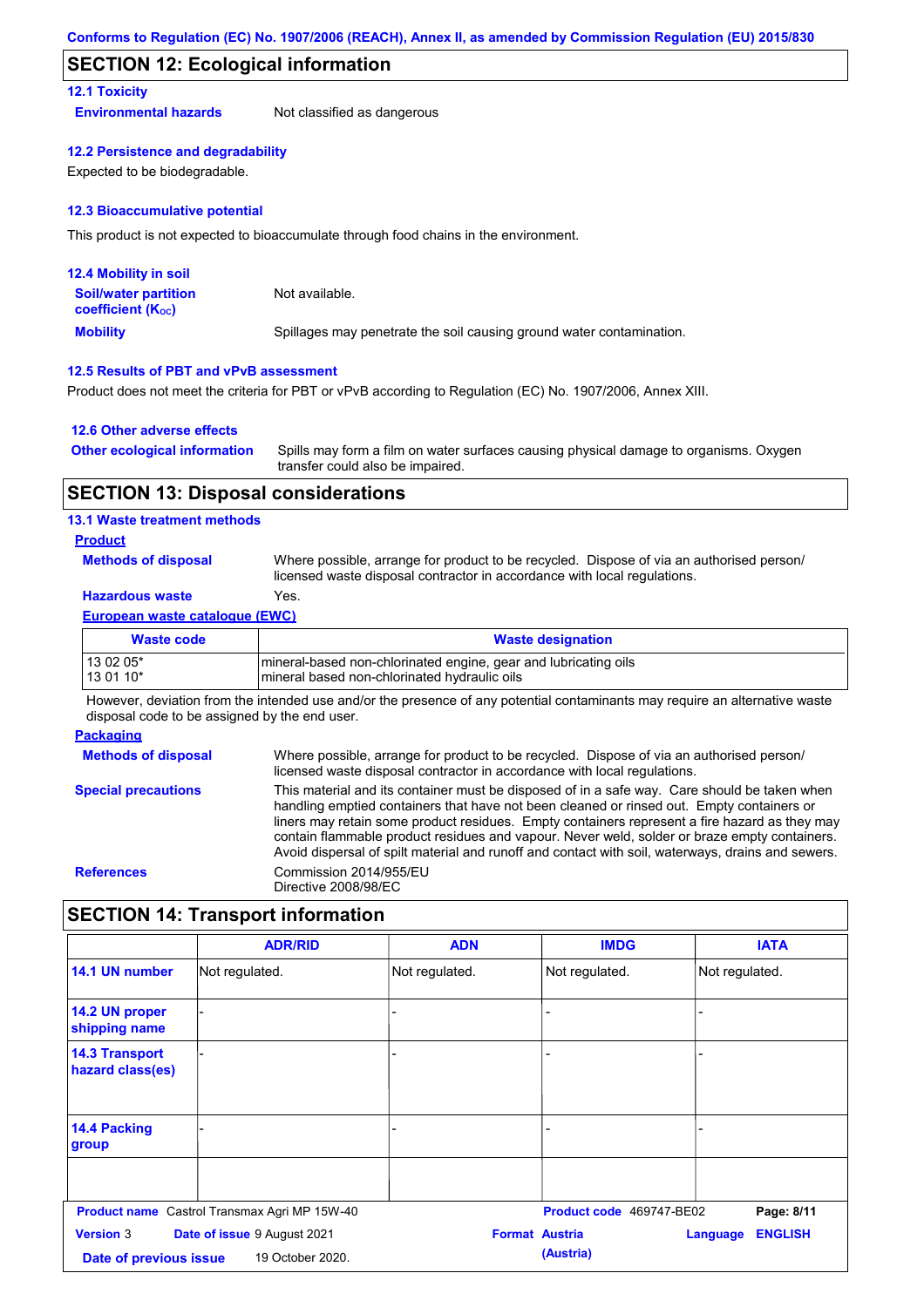## SECTION 12: Ecological information

### 12.1 Toxicity

**Environmental hazards** Not classified as dangerous

### 12.2 Persistence and degradability

Expected to be biodegradable.

### 12.3 Bioaccumulative potential

This product is not expected to bioaccumulate through food chains in the environment.

### 12.4 Mobility in soil

**Soil/water partition coefficient ($K_{OC}$)** Not available.

**Mobility** Spillages may penetrate the soil causing ground water contamination.

### 12.5 Results of PBT and vPvB assessment

Product does not meet the criteria for PBT or vPvB according to Regulation (EC) No. 1907/2006, Annex XIII.

### 12.6 Other adverse effects

**Other ecological information** Spills may form a film on water surfaces causing physical damage to organisms. Oxygen transfer could also be impaired.

## SECTION 13: Disposal considerations

### 13.1 Waste treatment methods

**Product**

**Methods of disposal** Where possible, arrange for product to be recycled. Dispose of via an authorised person/ licensed waste disposal contractor in accordance with local regulations.

**Hazardous waste** Yes.

**European waste catalogue (EWC)**

| Waste code | Waste designation |
|---|---|
| 13 02 05* | mineral-based non-chlorinated engine, gear and lubricating oils |
| 13 01 10* | mineral based non-chlorinated hydraulic oils |

However, deviation from the intended use and/or the presence of any potential contaminants may require an alternative waste disposal code to be assigned by the end user.

**Packaging**

**Methods of disposal** Where possible, arrange for product to be recycled. Dispose of via an authorised person/ licensed waste disposal contractor in accordance with local regulations.

**Special precautions** This material and its container must be disposed of in a safe way. Care should be taken when handling emptied containers that have not been cleaned or rinsed out. Empty containers or liners may retain some product residues. Empty containers represent a fire hazard as they may contain flammable product residues and vapour. Never weld, solder or braze empty containers. Avoid dispersal of spilt material and runoff and contact with soil, waterways, drains and sewers.

**References** Commission 2014/955/EU
Directive 2008/98/EC

## SECTION 14: Transport information

| | ADR/RID | ADN | IMDG | IATA |
|---|---|---|---|---|
| 14.1 UN number | Not regulated. | Not regulated. | Not regulated. | Not regulated. |
| 14.2 UN proper shipping name | - | - | - | - |
| 14.3 Transport hazard class(es) | - | - | - | - |
| 14.4 Packing group | - | - | - | - |
| | | | | |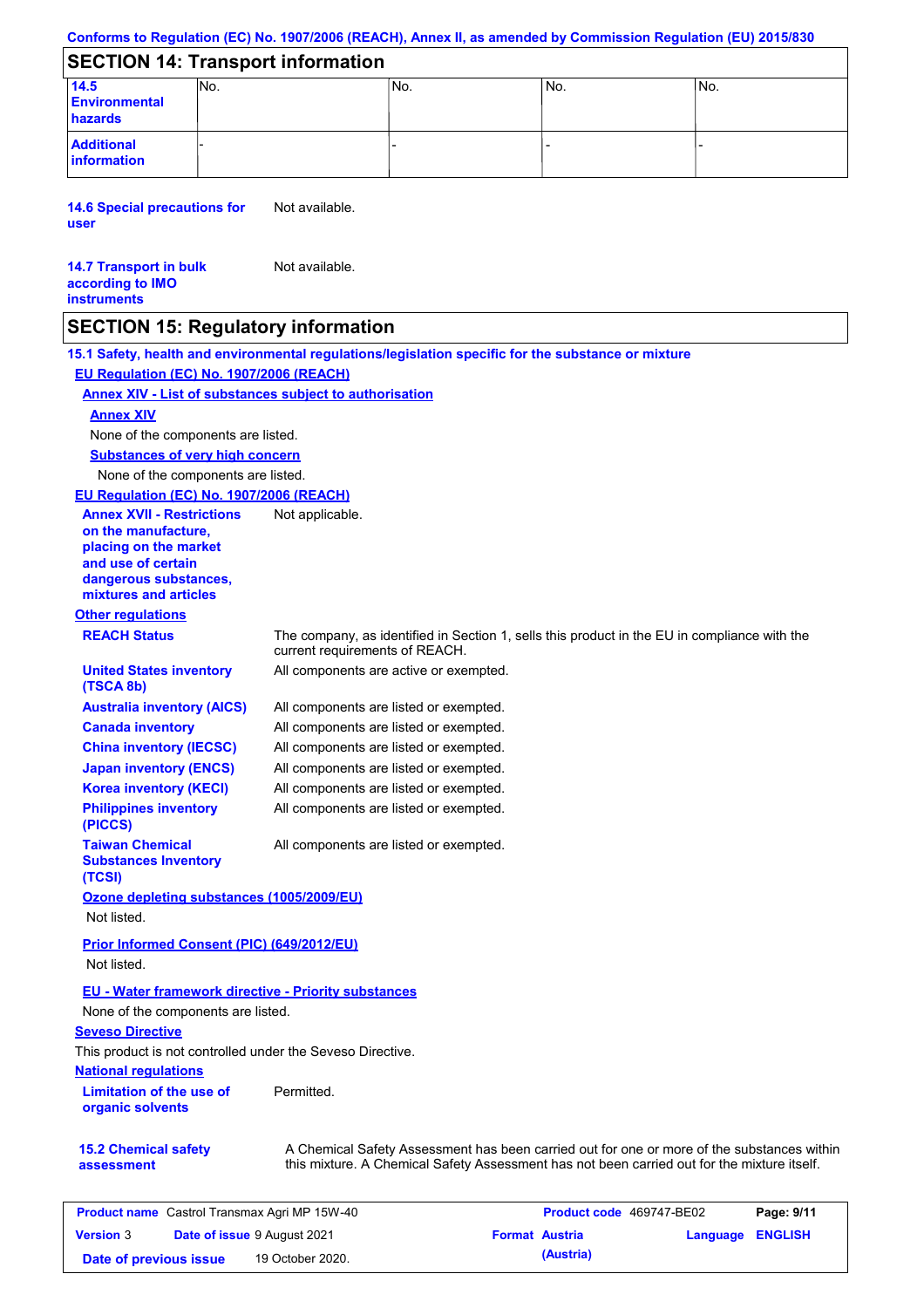## SECTION 14: Transport information

| | | | | |
|---|---|---|---|---|
| **14.5 Environmental hazards** | No. | No. | No. | No. |
| **Additional information** | - | - | - | - |

**14.6 Special precautions for user** Not available.

**14.7 Transport in bulk according to IMO instruments** Not available.

## SECTION 15: Regulatory information

**15.1 Safety, health and environmental regulations/legislation specific for the substance or mixture**

**EU Regulation (EC) No. 1907/2006 (REACH)**

**Annex XIV - List of substances subject to authorisation**

**Annex XIV**

None of the components are listed.

**Substances of very high concern**

None of the components are listed.

**EU Regulation (EC) No. 1907/2006 (REACH)**

**Annex XVII - Restrictions on the manufacture, placing on the market and use of certain dangerous substances, mixtures and articles** Not applicable.

**Other regulations**

**REACH Status** The company, as identified in Section 1, sells this product in the EU in compliance with the current requirements of REACH.

**United States inventory (TSCA 8b)** All components are active or exempted.

**Australia inventory (AICS)** All components are listed or exempted.

**Canada inventory** All components are listed or exempted.

**China inventory (IECSC)** All components are listed or exempted.

**Japan inventory (ENCS)** All components are listed or exempted.

**Korea inventory (KECI)** All components are listed or exempted.

**Philippines inventory (PICCS)** All components are listed or exempted.

**Taiwan Chemical Substances Inventory (TCSI)** All components are listed or exempted.

**Ozone depleting substances (1005/2009/EU)**

Not listed.

**Prior Informed Consent (PIC) (649/2012/EU)**

Not listed.

**EU - Water framework directive - Priority substances**

None of the components are listed.

**Seveso Directive**

This product is not controlled under the Seveso Directive.

**National regulations**

**Limitation of the use of organic solvents** Permitted.

**15.2 Chemical safety assessment** A Chemical Safety Assessment has been carried out for one or more of the substances within this mixture. A Chemical Safety Assessment has not been carried out for the mixture itself.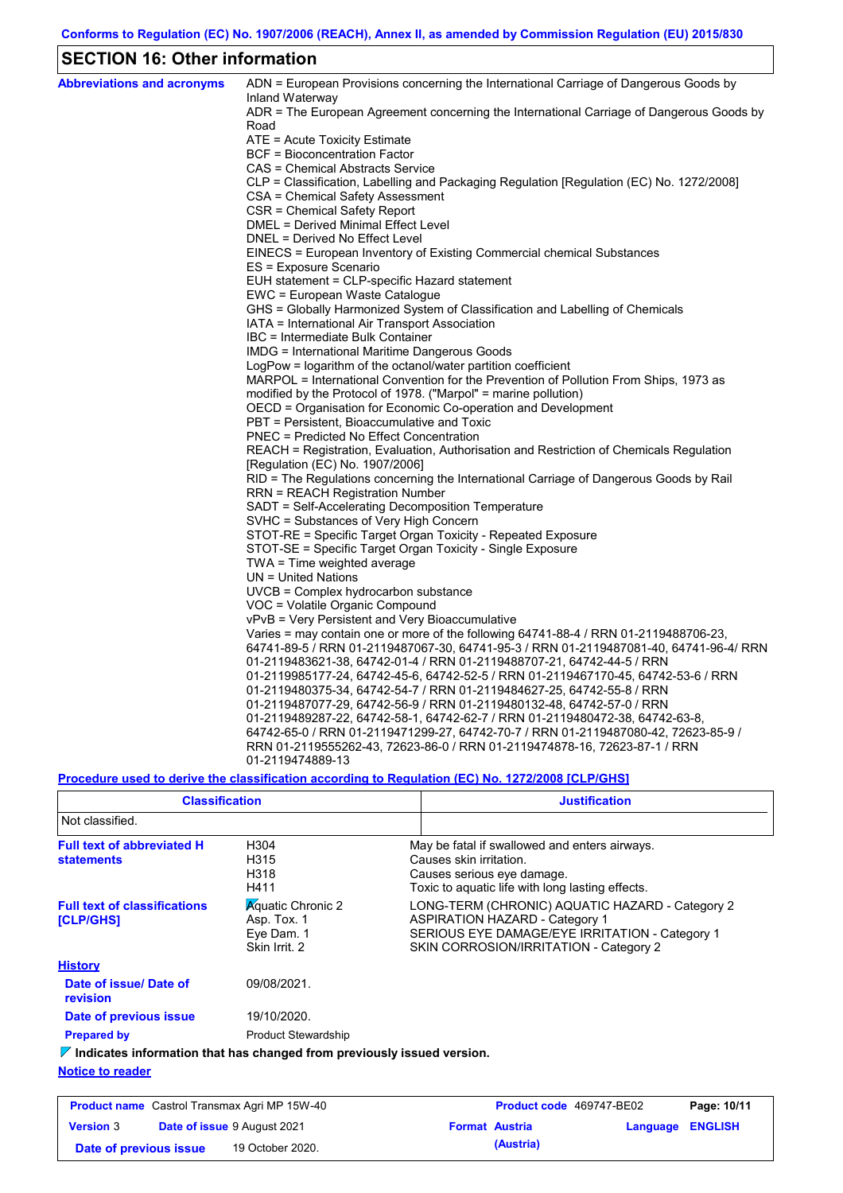## SECTION 16: Other information

**Abbreviations and acronyms**

ADN = European Provisions concerning the International Carriage of Dangerous Goods by Inland Waterway
ADR = The European Agreement concerning the International Carriage of Dangerous Goods by Road
ATE = Acute Toxicity Estimate
BCF = Bioconcentration Factor
CAS = Chemical Abstracts Service
CLP = Classification, Labelling and Packaging Regulation [Regulation (EC) No. 1272/2008]
CSA = Chemical Safety Assessment
CSR = Chemical Safety Report
DMEL = Derived Minimal Effect Level
DNEL = Derived No Effect Level
EINECS = European Inventory of Existing Commercial chemical Substances
ES = Exposure Scenario
EUH statement = CLP-specific Hazard statement
EWC = European Waste Catalogue
GHS = Globally Harmonized System of Classification and Labelling of Chemicals
IATA = International Air Transport Association
IBC = Intermediate Bulk Container
IMDG = International Maritime Dangerous Goods
LogPow = logarithm of the octanol/water partition coefficient
MARPOL = International Convention for the Prevention of Pollution From Ships, 1973 as modified by the Protocol of 1978. ("Marpol" = marine pollution)
OECD = Organisation for Economic Co-operation and Development
PBT = Persistent, Bioaccumulative and Toxic
PNEC = Predicted No Effect Concentration
REACH = Registration, Evaluation, Authorisation and Restriction of Chemicals Regulation [Regulation (EC) No. 1907/2006]
RID = The Regulations concerning the International Carriage of Dangerous Goods by Rail
RRN = REACH Registration Number
SADT = Self-Accelerating Decomposition Temperature
SVHC = Substances of Very High Concern
STOT-RE = Specific Target Organ Toxicity - Repeated Exposure
STOT-SE = Specific Target Organ Toxicity - Single Exposure
TWA = Time weighted average
UN = United Nations
UVCB = Complex hydrocarbon substance
VOC = Volatile Organic Compound
vPvB = Very Persistent and Very Bioaccumulative
Varies = may contain one or more of the following 64741-88-4 / RRN 01-2119488706-23, 64741-89-5 / RRN 01-2119487067-30, 64741-95-3 / RRN 01-2119487081-40, 64741-96-4/ RRN 01-2119483621-38, 64742-01-4 / RRN 01-2119488707-21, 64742-44-5 / RRN 01-2119985177-24, 64742-45-6, 64742-52-5 / RRN 01-2119467170-45, 64742-53-6 / RRN 01-2119480375-34, 64742-54-7 / RRN 01-2119484627-25, 64742-55-8 / RRN 01-2119487077-29, 64742-56-9 / RRN 01-2119480132-48, 64742-57-0 / RRN 01-2119489287-22, 64742-58-1, 64742-62-7 / RRN 01-2119480472-38, 64742-63-8, 64742-65-0 / RRN 01-2119471299-27, 64742-70-7 / RRN 01-2119487080-42, 72623-85-9 / RRN 01-2119555262-43, 72623-86-0 / RRN 01-2119474878-16, 72623-87-1 / RRN 01-2119474889-13

**Procedure used to derive the classification according to Regulation (EC) No. 1272/2008 [CLP/GHS]**

| Classification | Justification |
|---|---|
| Not classified. | |

**Full text of abbreviated H statements**

| | |
|---|---|
| H304 | May be fatal if swallowed and enters airways. |
| H315 | Causes skin irritation. |
| H318 | Causes serious eye damage. |
| H411 | Toxic to aquatic life with long lasting effects. |

**Full text of classifications [CLP/GHS]**

| | |
|---|---|
| Aquatic Chronic 2 | LONG-TERM (CHRONIC) AQUATIC HAZARD - Category 2 |
| Asp. Tox. 1 | ASPIRATION HAZARD - Category 1 |
| Eye Dam. 1 | SERIOUS EYE DAMAGE/EYE IRRITATION - Category 1 |
| Skin Irrit. 2 | SKIN CORROSION/IRRITATION - Category 2 |

**History**

**Date of issue/ Date of revision** 09/08/2021.

**Date of previous issue** 19/10/2020.

**Prepared by** Product Stewardship

**Indicates information that has changed from previously issued version.**

**Notice to reader**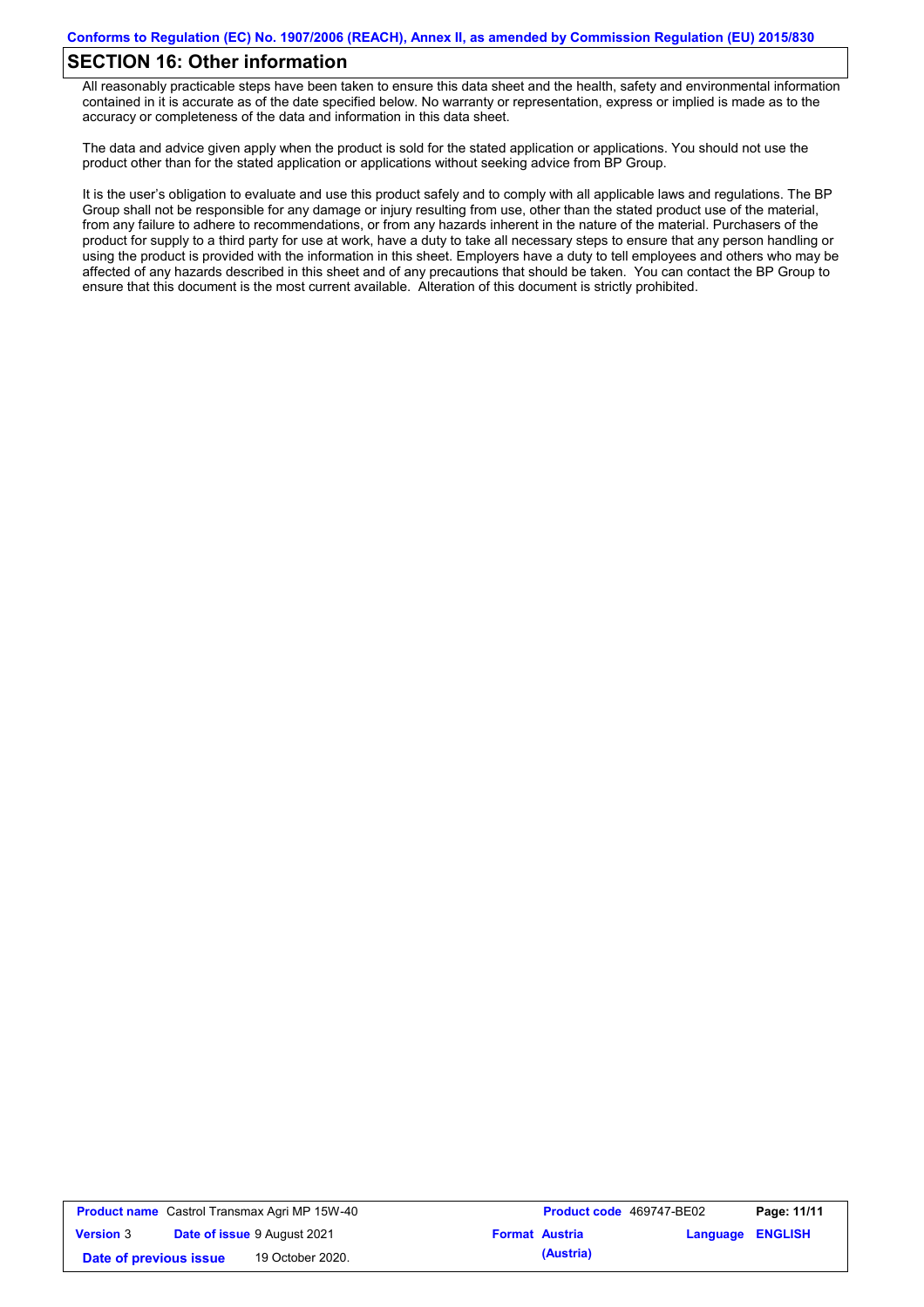## SECTION 16: Other information

All reasonably practicable steps have been taken to ensure this data sheet and the health, safety and environmental information contained in it is accurate as of the date specified below. No warranty or representation, express or implied is made as to the accuracy or completeness of the data and information in this data sheet.

The data and advice given apply when the product is sold for the stated application or applications. You should not use the product other than for the stated application or applications without seeking advice from BP Group.

It is the user's obligation to evaluate and use this product safely and to comply with all applicable laws and regulations. The BP Group shall not be responsible for any damage or injury resulting from use, other than the stated product use of the material, from any failure to adhere to recommendations, or from any hazards inherent in the nature of the material. Purchasers of the product for supply to a third party for use at work, have a duty to take all necessary steps to ensure that any person handling or using the product is provided with the information in this sheet. Employers have a duty to tell employees and others who may be affected of any hazards described in this sheet and of any precautions that should be taken. You can contact the BP Group to ensure that this document is the most current available. Alteration of this document is strictly prohibited.